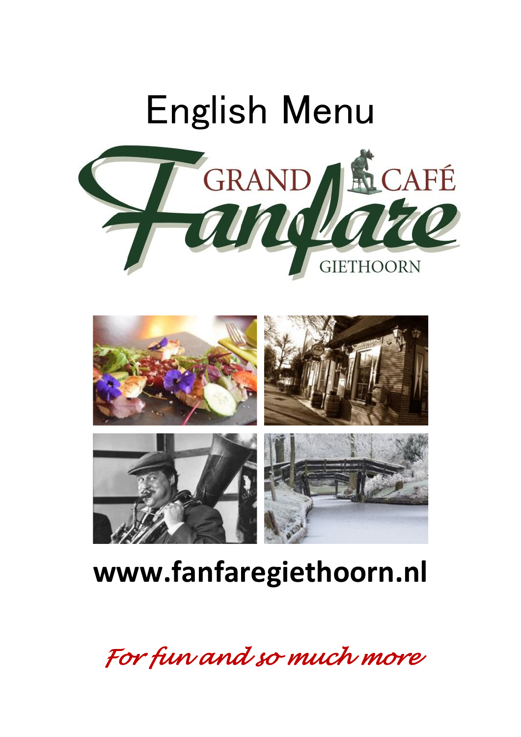# English Menu

GRAND CAFÉ

Fanfare

GIETHOORN

**www.fanfaregiethoorn.nl**

*For fun and so much more*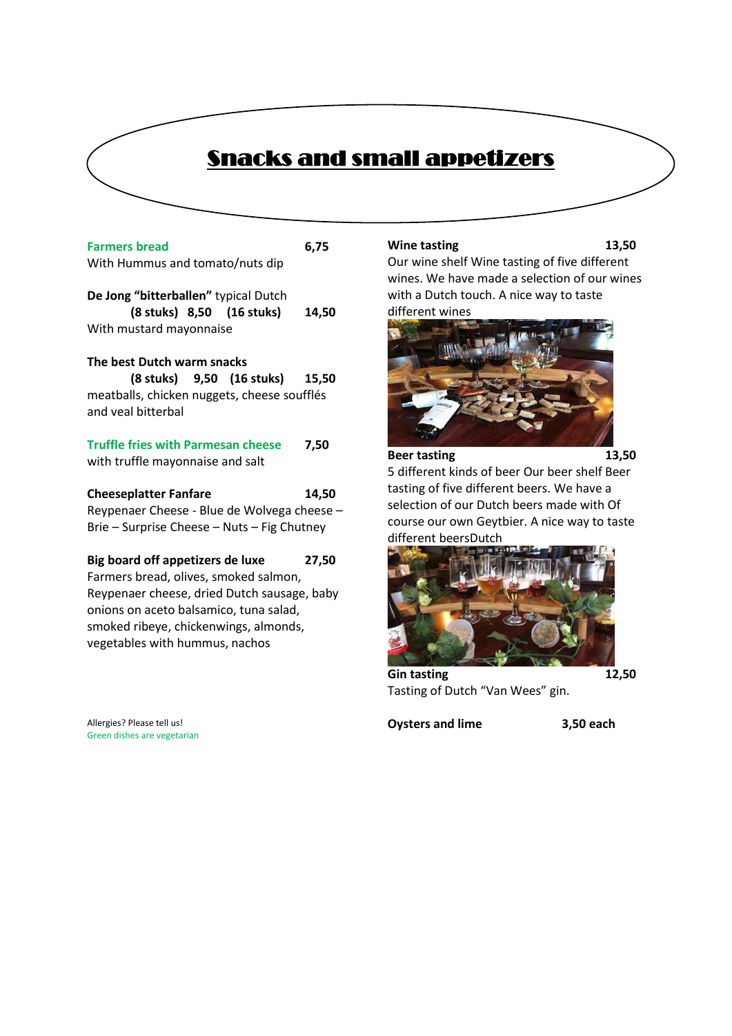# Snacks and small appetizers

**Farmers bread** 6,75
With Hummus and tomato/nuts dip

**De Jong "bitterballen"** typical Dutch
**(8 stuks) 8,50 (16 stuks) 14,50**
With mustard mayonnaise

**The best Dutch warm snacks**
**(8 stuks) 9,50 (16 stuks) 15,50**
meatballs, chicken nuggets, cheese soufflés and veal bitterbal

**Truffle fries with Parmesan cheese** 7,50
with truffle mayonnaise and salt

**Cheeseplatter Fanfare** 14,50
Reypenaer Cheese - Blue de Wolvega cheese – Brie – Surprise Cheese – Nuts – Fig Chutney

**Big board off appetizers de luxe** 27,50
Farmers bread, olives, smoked salmon, Reypenaer cheese, dried Dutch sausage, baby onions on aceto balsamico, tuna salad, smoked ribeye, chickenwings, almonds, vegetables with hummus, nachos

Allergies? Please tell us!
Green dishes are vegetarian

**Wine tasting** 13,50
Our wine shelf Wine tasting of five different wines. We have made a selection of our wines with a Dutch touch. A nice way to taste different wines

**Beer tasting** 13,50
5 different kinds of beer Our beer shelf Beer tasting of five different beers. We have a selection of our Dutch beers made with Of course our own Geytbier. A nice way to taste different beersDutch

**Gin tasting** 12,50
Tasting of Dutch "Van Wees" gin.

**Oysters and lime** 3,50 each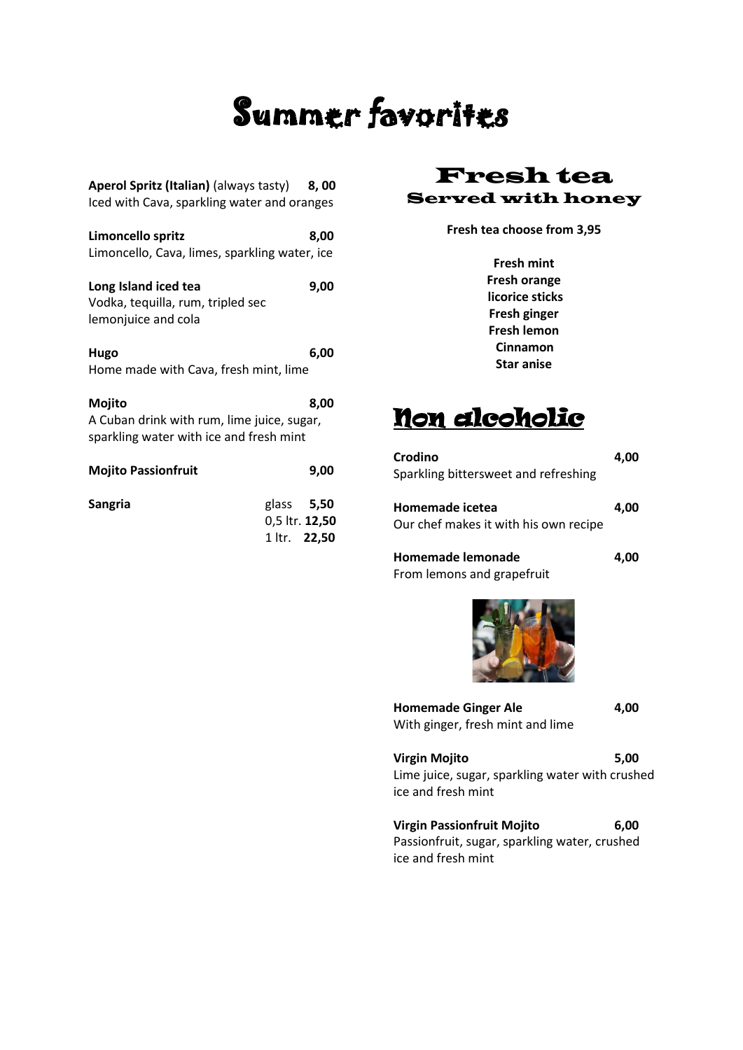# Summer favorites

**Aperol Spritz (Italian)** (always tasty) **8, 00**
Iced with Cava, sparkling water and oranges

**Limoncello spritz** **8,00**
Limoncello, Cava, limes, sparkling water, ice

**Long Island iced tea** **9,00**
Vodka, tequilla, rum, tripled sec lemonjuice and cola

**Hugo** **6,00**
Home made with Cava, fresh mint, lime

**Mojito** **8,00**
A Cuban drink with rum, lime juice, sugar, sparkling water with ice and fresh mint

**Mojito Passionfruit** **9,00**

**Sangria**
glass **5,50**
0,5 ltr. **12,50**
1 ltr. **22,50**

## Fresh tea

### Served with honey

**Fresh tea choose from 3,95**

**Fresh mint**
**Fresh orange**
**licorice sticks**
**Fresh ginger**
**Fresh lemon**
**Cinnamon**
**Star anise**

## Non alcoholic

**Crodino** **4,00**
Sparkling bittersweet and refreshing

**Homemade icetea** **4,00**
Our chef makes it with his own recipe

**Homemade lemonade** **4,00**
From lemons and grapefruit

**Homemade Ginger Ale** **4,00**
With ginger, fresh mint and lime

**Virgin Mojito** **5,00**
Lime juice, sugar, sparkling water with crushed ice and fresh mint

**Virgin Passionfruit Mojito** **6,00**
Passionfruit, sugar, sparkling water, crushed ice and fresh mint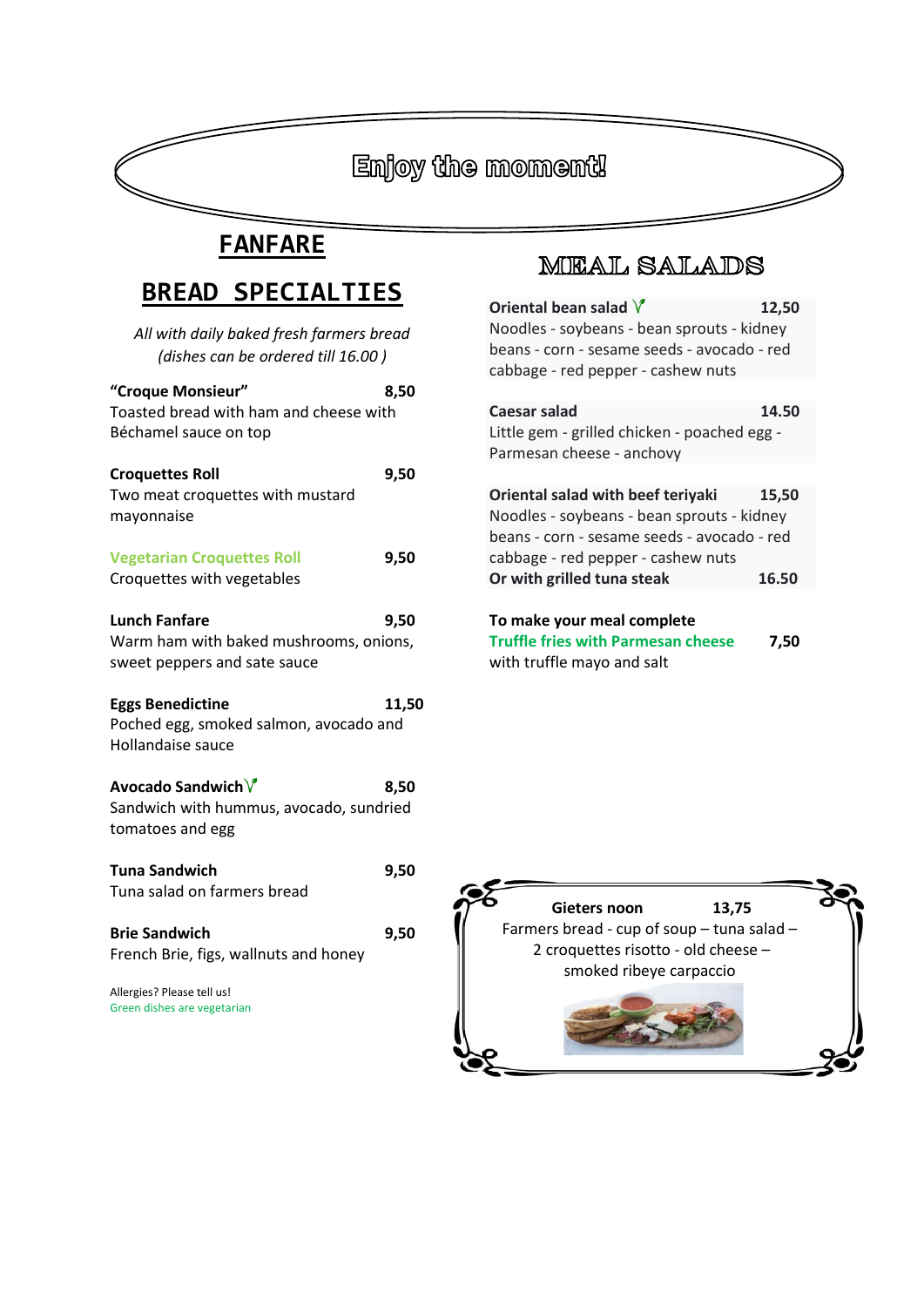# Enjoy the moment!

## FANFARE

## BREAD SPECIALTIES

*All with daily baked fresh farmers bread*
*(dishes can be ordered till 16.00 )*

**"Croque Monsieur"** 8,50
Toasted bread with ham and cheese with Béchamel sauce on top

**Croquettes Roll** 9,50
Two meat croquettes with mustard mayonnaise

**Vegetarian Croquettes Roll** 9,50
Croquettes with vegetables

**Lunch Fanfare** 9,50
Warm ham with baked mushrooms, onions, sweet peppers and sate sauce

**Eggs Benedictine** 11,50
Poched egg, smoked salmon, avocado and Hollandaise sauce

**Avocado Sandwich** V 8,50
Sandwich with hummus, avocado, sundried tomatoes and egg

**Tuna Sandwich** 9,50
Tuna salad on farmers bread

**Brie Sandwich** 9,50
French Brie, figs, wallnuts and honey

Allergies? Please tell us!
Green dishes are vegetarian

## MEAL SALADS

**Oriental bean salad** V 12,50
Noodles - soybeans - bean sprouts - kidney beans - corn - sesame seeds - avocado - red cabbage - red pepper - cashew nuts

**Caesar salad** 14.50
Little gem - grilled chicken - poached egg - Parmesan cheese - anchovy

**Oriental salad with beef teriyaki** 15,50
Noodles - soybeans - bean sprouts - kidney beans - corn - sesame seeds - avocado - red cabbage - red pepper - cashew nuts
**Or with grilled tuna steak** 16.50

**To make your meal complete**
**Truffle fries with Parmesan cheese** 7,50
with truffle mayo and salt

**Gieters noon** 13,75
Farmers bread - cup of soup – tuna salad – 2 croquettes risotto - old cheese – smoked ribeye carpaccio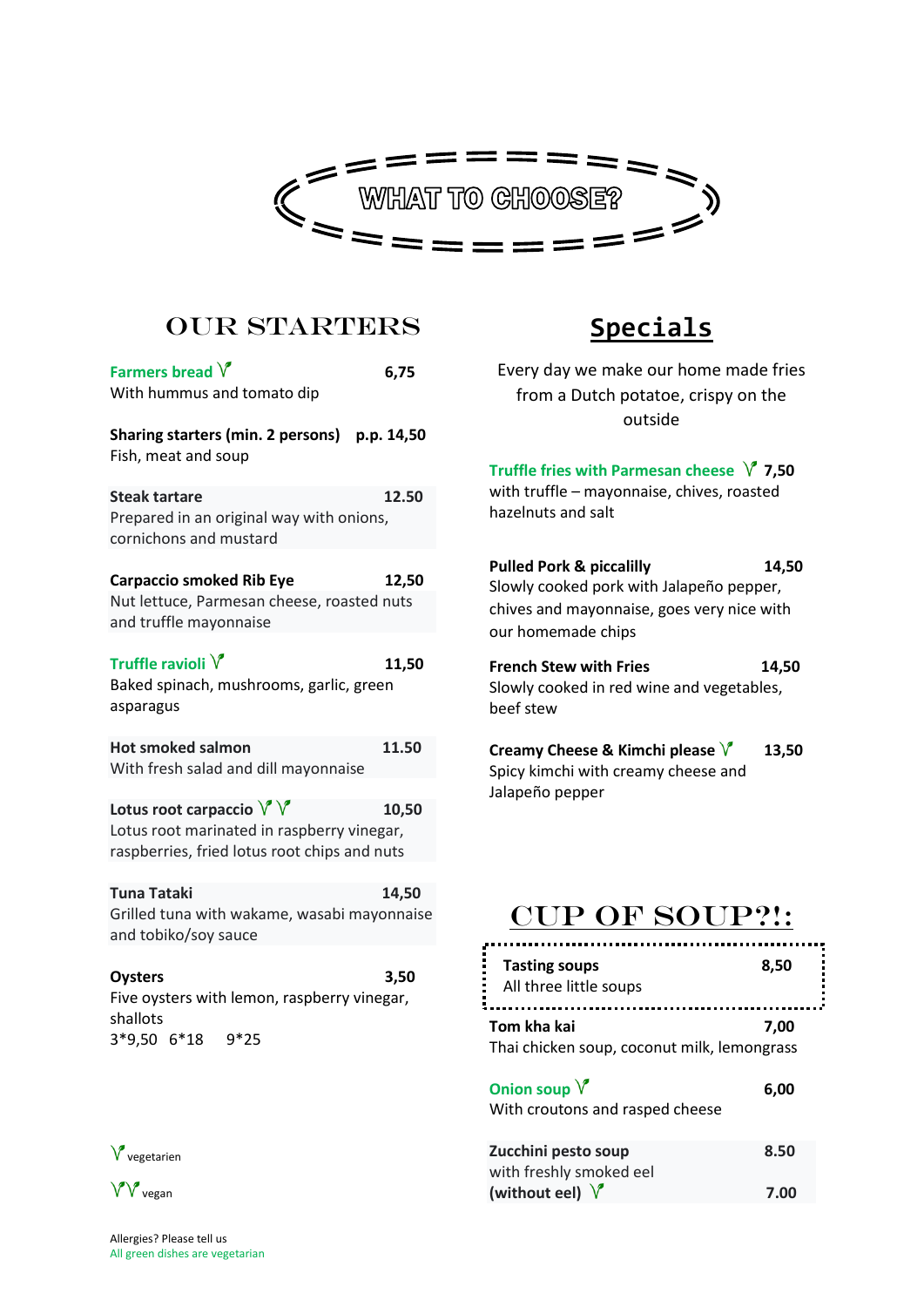# WHAT TO CHOOSE?

## OUR STARTERS

**Farmers bread** V — **6,75**
With hummus and tomato dip

**Sharing starters (min. 2 persons)** — **p.p. 14,50**
Fish, meat and soup

**Steak tartare** — **12.50**
Prepared in an original way with onions, cornichons and mustard

**Carpaccio smoked Rib Eye** — **12,50**
Nut lettuce, Parmesan cheese, roasted nuts and truffle mayonnaise

**Truffle ravioli** V — **11,50**
Baked spinach, mushrooms, garlic, green asparagus

**Hot smoked salmon** — **11.50**
With fresh salad and dill mayonnaise

**Lotus root carpaccio** VV — **10,50**
Lotus root marinated in raspberry vinegar, raspberries, fried lotus root chips and nuts

**Tuna Tataki** — **14,50**
Grilled tuna with wakame, wasabi mayonnaise and tobiko/soy sauce

**Oysters** — **3,50**
Five oysters with lemon, raspberry vinegar, shallots
3*9,50 6*18 9*25

V vegetarien

VV vegan

Allergies? Please tell us
All green dishes are vegetarian

## Specials

Every day we make our home made fries from a Dutch potatoe, crispy on the outside

**Truffle fries with Parmesan cheese** V — **7,50**
with truffle – mayonnaise, chives, roasted hazelnuts and salt

**Pulled Pork & piccalilly** — **14,50**
Slowly cooked pork with Jalapeño pepper, chives and mayonnaise, goes very nice with our homemade chips

**French Stew with Fries** — **14,50**
Slowly cooked in red wine and vegetables, beef stew

**Creamy Cheese & Kimchi please** V — **13,50**
Spicy kimchi with creamy cheese and Jalapeño pepper

## CUP OF SOUP?!:

**Tasting soups** — **8,50**
All three little soups

**Tom kha kai** — **7,00**
Thai chicken soup, coconut milk, lemongrass

**Onion soup** V — **6,00**
With croutons and rasped cheese

**Zucchini pesto soup** — **8.50**
with freshly smoked eel
**(without eel)** V — **7.00**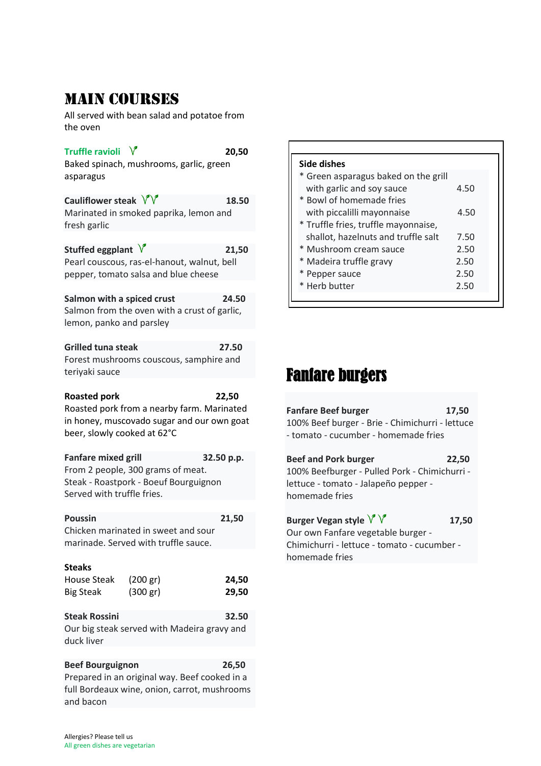# MAIN COURSES

All served with bean salad and potatoe from the oven

**Truffle ravioli** ✓ **20,50**
Baked spinach, mushrooms, garlic, green asparagus

**Cauliflower steak** ✓✓ **18.50**
Marinated in smoked paprika, lemon and fresh garlic

**Stuffed eggplant** ✓ **21,50**
Pearl couscous, ras-el-hanout, walnut, bell pepper, tomato salsa and blue cheese

**Salmon with a spiced crust** **24.50**
Salmon from the oven with a crust of garlic, lemon, panko and parsley

**Grilled tuna steak** **27.50**
Forest mushrooms couscous, samphire and teriyaki sauce

**Roasted pork** **22,50**
Roasted pork from a nearby farm. Marinated in honey, muscovado sugar and our own goat beer, slowly cooked at 62°C

**Fanfare mixed grill** **32.50 p.p.**
From 2 people, 300 grams of meat.
Steak - Roastpork - Boeuf Bourguignon
Served with truffle fries.

**Poussin** **21,50**
Chicken marinated in sweet and sour marinade. Served with truffle sauce.

**Steaks**

| | | |
|---|---|---|
| House Steak | (200 gr) | **24,50** |
| Big Steak | (300 gr) | **29,50** |

**Steak Rossini** **32.50**
Our big steak served with Madeira gravy and duck liver

**Beef Bourguignon** **26,50**
Prepared in an original way. Beef cooked in a full Bordeaux wine, onion, carrot, mushrooms and bacon

**Side dishes**

| | |
|---|---|
| * Green asparagus baked on the grill with garlic and soy sauce | 4.50 |
| * Bowl of homemade fries with piccalilli mayonnaise | 4.50 |
| * Truffle fries, truffle mayonnaise, shallot, hazelnuts and truffle salt | 7.50 |
| * Mushroom cream sauce | 2.50 |
| * Madeira truffle gravy | 2.50 |
| * Pepper sauce | 2.50 |
| * Herb butter | 2.50 |

# Fanfare burgers

**Fanfare Beef burger** **17,50**
100% Beef burger - Brie - Chimichurri - lettuce - tomato - cucumber - homemade fries

**Beef and Pork burger** **22,50**
100% Beefburger - Pulled Pork - Chimichurri - lettuce - tomato - Jalapeño pepper - homemade fries

**Burger Vegan style** ✓✓ **17,50**
Our own Fanfare vegetable burger - Chimichurri - lettuce - tomato - cucumber - homemade fries

Allergies? Please tell us
All green dishes are vegetarian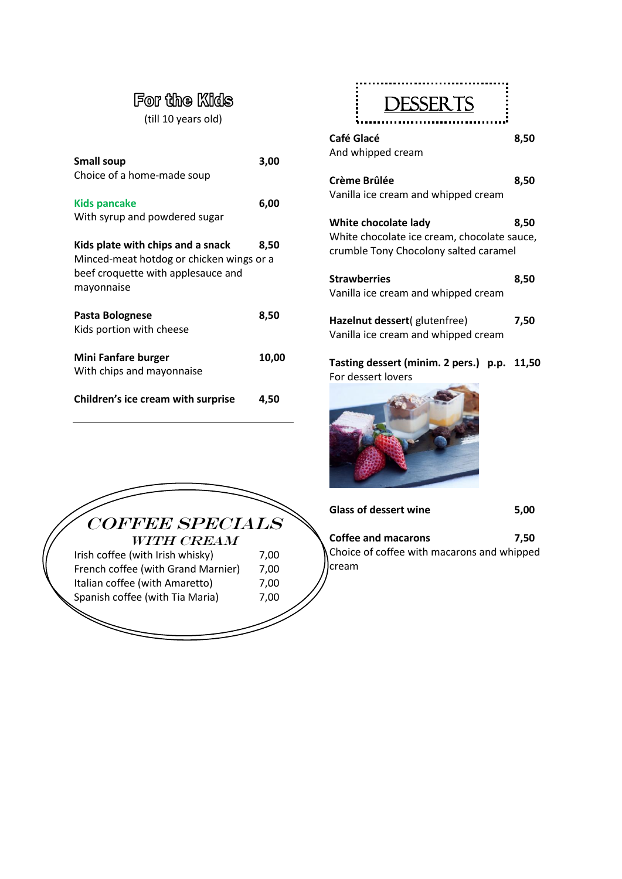## For the Kids

(till 10 years old)

**Small soup** — 3,00
Choice of a home-made soup

**Kids pancake** — 6,00
With syrup and powdered sugar

**Kids plate with chips and a snack** — 8,50
Minced-meat hotdog or chicken wings or a beef croquette with applesauce and mayonnaise

**Pasta Bolognese** — 8,50
Kids portion with cheese

**Mini Fanfare burger** — 10,00
With chips and mayonnaise

**Children's ice cream with surprise** — 4,50

## COFFEE SPECIALS
### WITH CREAM

| | |
|---|---|
| Irish coffee (with Irish whisky) | 7,00 |
| French coffee (with Grand Marnier) | 7,00 |
| Italian coffee (with Amaretto) | 7,00 |
| Spanish coffee (with Tia Maria) | 7,00 |

## DESSERTS

**Café Glacé** — 8,50
And whipped cream

**Crème Brûlée** — 8,50
Vanilla ice cream and whipped cream

**White chocolate lady** — 8,50
White chocolate ice cream, chocolate sauce, crumble Tony Chocolony salted caramel

**Strawberries** — 8,50
Vanilla ice cream and whipped cream

**Hazelnut dessert**( glutenfree) — 7,50
Vanilla ice cream and whipped cream

**Tasting dessert (minim. 2 pers.) p.p.** — 11,50
For dessert lovers

**Glass of dessert wine** — 5,00

**Coffee and macarons** — 7,50
Choice of coffee with macarons and whipped cream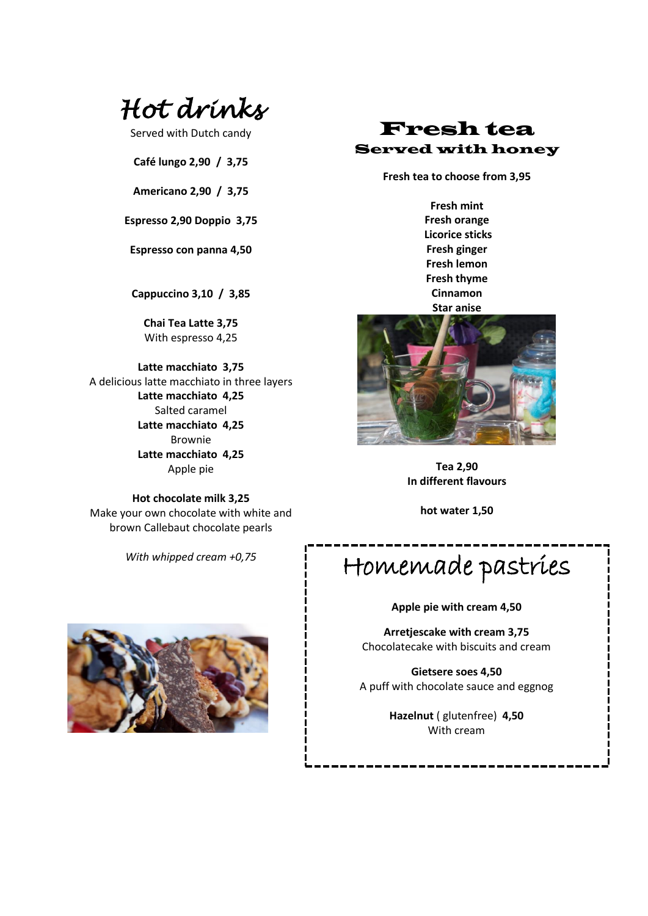# Hot drinks

Served with Dutch candy

**Café lungo 2,90 / 3,75**

**Americano 2,90 / 3,75**

**Espresso 2,90 Doppio 3,75**

**Espresso con panna 4,50**

**Cappuccino 3,10 / 3,85**

**Chai Tea Latte 3,75**
With espresso 4,25

**Latte macchiato 3,75**
A delicious latte macchiato in three layers
**Latte macchiato 4,25**
Salted caramel
**Latte macchiato 4,25**
Brownie
**Latte macchiato 4,25**
Apple pie

**Hot chocolate milk 3,25**
Make your own chocolate with white and brown Callebaut chocolate pearls

*With whipped cream +0,75*

# Fresh tea

## Served with honey

**Fresh tea to choose from 3,95**

**Fresh mint**
**Fresh orange**
**Licorice sticks**
**Fresh ginger**
**Fresh lemon**
**Fresh thyme**
**Cinnamon**
**Star anise**

**Tea 2,90**
**In different flavours**

**hot water 1,50**

# Homemade pastries

**Apple pie with cream 4,50**

**Arretjescake with cream 3,75**
Chocolatecake with biscuits and cream

**Gietsere soes 4,50**
A puff with chocolate sauce and eggnog

**Hazelnut** ( glutenfree) **4,50**
With cream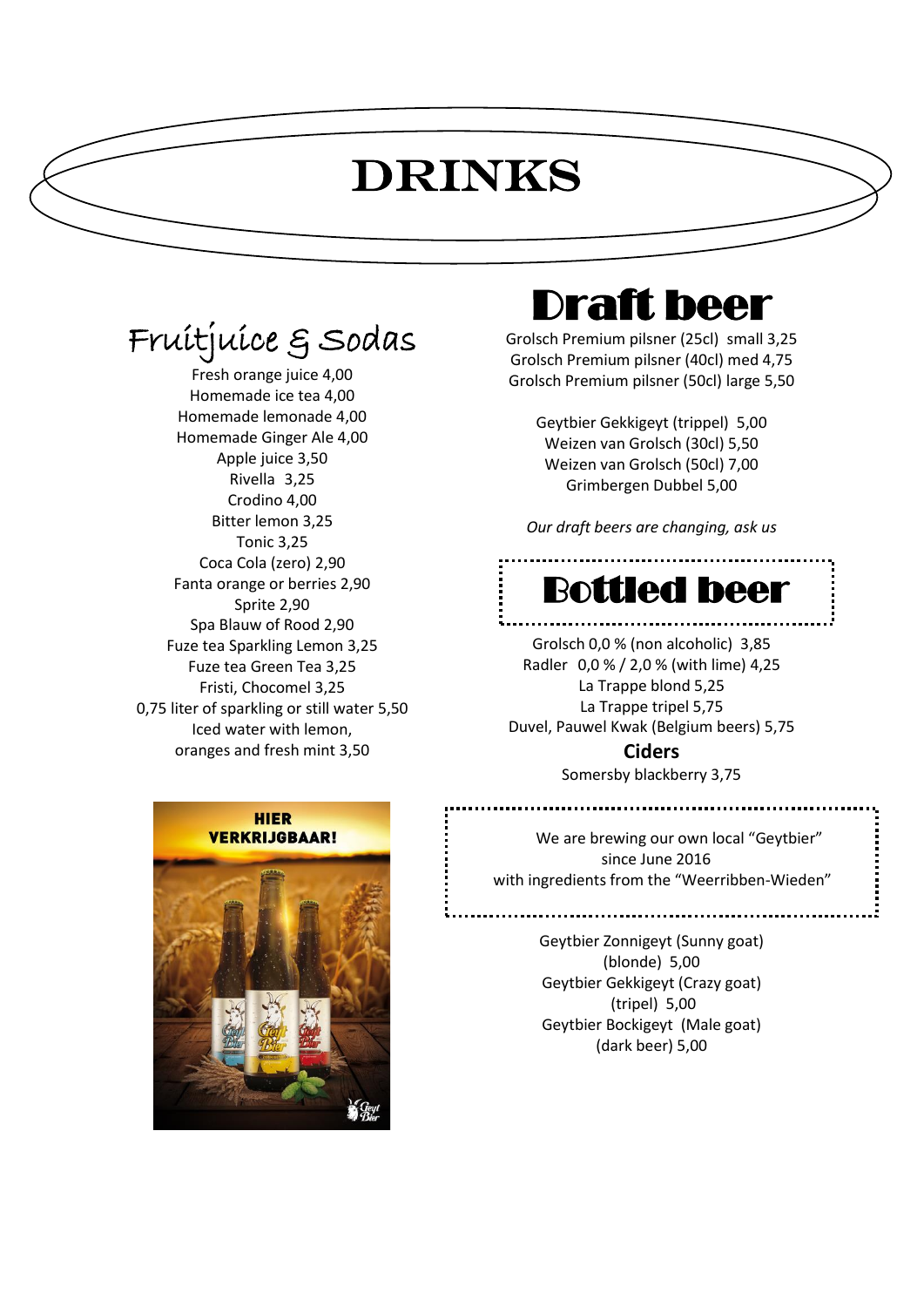# DRINKS

## Fruitjuice & Sodas

Fresh orange juice 4,00
Homemade ice tea 4,00
Homemade lemonade 4,00
Homemade Ginger Ale 4,00
Apple juice 3,50
Rivella 3,25
Crodino 4,00
Bitter lemon 3,25
Tonic 3,25
Coca Cola (zero) 2,90
Fanta orange or berries 2,90
Sprite 2,90
Spa Blauw of Rood 2,90
Fuze tea Sparkling Lemon 3,25
Fuze tea Green Tea 3,25
Fristi, Chocomel 3,25
0,75 liter of sparkling or still water 5,50
Iced water with lemon,
oranges and fresh mint 3,50

## Draft beer

Grolsch Premium pilsner (25cl) small 3,25
Grolsch Premium pilsner (40cl) med 4,75
Grolsch Premium pilsner (50cl) large 5,50

Geytbier Gekkigeyt (trippel) 5,00
Weizen van Grolsch (30cl) 5,50
Weizen van Grolsch (50cl) 7,00
Grimbergen Dubbel 5,00

*Our draft beers are changing, ask us*

## Bottled beer

Grolsch 0,0 % (non alcoholic) 3,85
Radler 0,0 % / 2,0 % (with lime) 4,25
La Trappe blond 5,25
La Trappe tripel 5,75
Duvel, Pauwel Kwak (Belgium beers) 5,75

**Ciders**

Somersby blackberry 3,75

We are brewing our own local "Geytbier"
since June 2016
with ingredients from the "Weerribben-Wieden"

Geytbier Zonnigeyt (Sunny goat)
(blonde) 5,00
Geytbier Gekkigeyt (Crazy goat)
(tripel) 5,00
Geytbier Bockigeyt (Male goat)
(dark beer) 5,00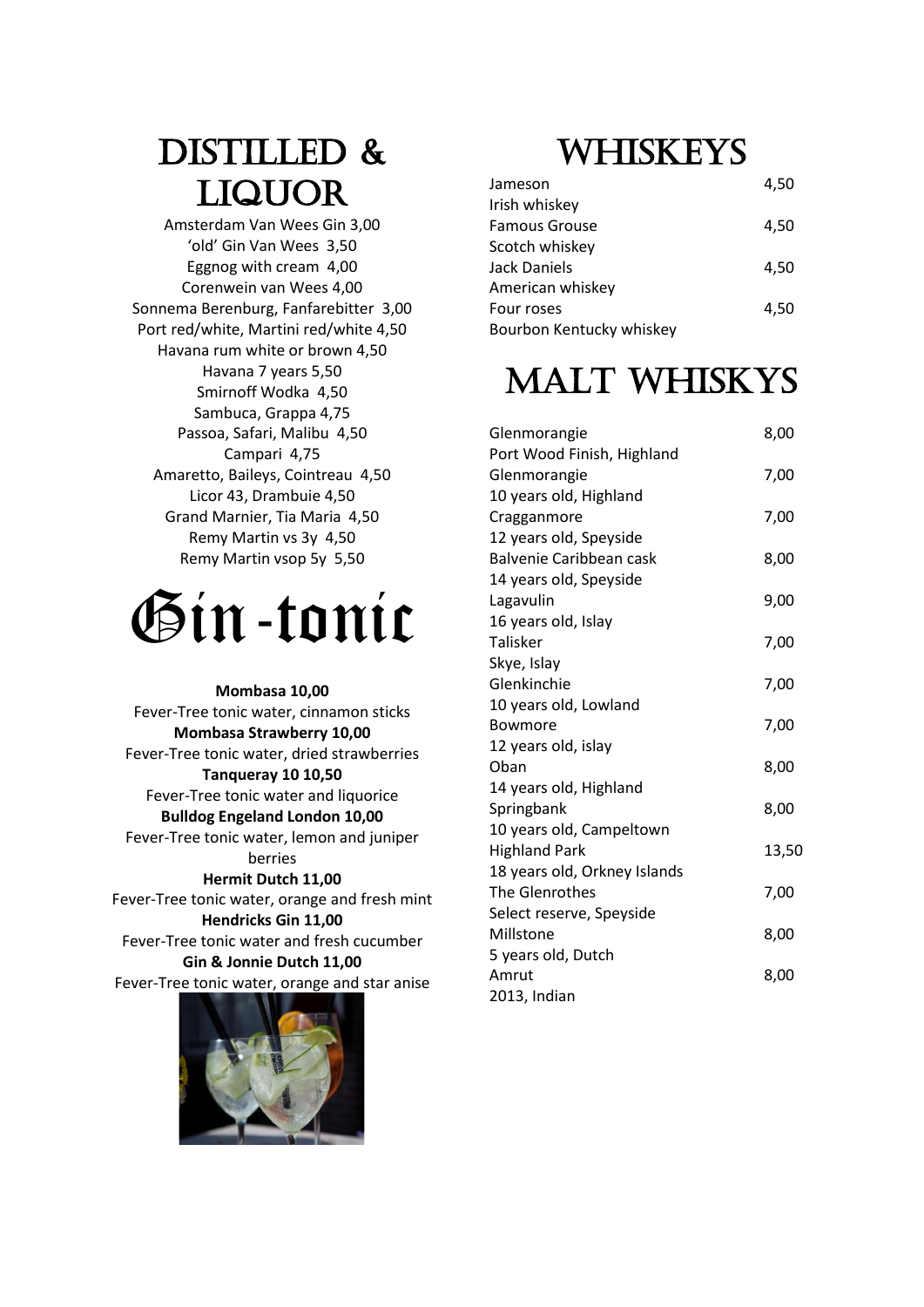# Distilled & Liquor

Amsterdam Van Wees Gin 3,00
'old' Gin Van Wees 3,50
Eggnog with cream 4,00
Corenwein van Wees 4,00
Sonnema Berenburg, Fanfarebitter 3,00
Port red/white, Martini red/white 4,50
Havana rum white or brown 4,50
Havana 7 years 5,50
Smirnoff Wodka 4,50
Sambuca, Grappa 4,75
Passoa, Safari, Malibu 4,50
Campari 4,75
Amaretto, Baileys, Cointreau 4,50
Licor 43, Drambuie 4,50
Grand Marnier, Tia Maria 4,50
Remy Martin vs 3y 4,50
Remy Martin vsop 5y 5,50

# Gin-tonic

**Mombasa 10,00**
Fever-Tree tonic water, cinnamon sticks
**Mombasa Strawberry 10,00**
Fever-Tree tonic water, dried strawberries
**Tanqueray 10 10,50**
Fever-Tree tonic water and liquorice
**Bulldog Engeland London 10,00**
Fever-Tree tonic water, lemon and juniper berries
**Hermit Dutch 11,00**
Fever-Tree tonic water, orange and fresh mint
**Hendricks Gin 11,00**
Fever-Tree tonic water and fresh cucumber
**Gin & Jonnie Dutch 11,00**
Fever-Tree tonic water, orange and star anise

# Whiskeys

| | |
|---|---|
| Jameson<br>Irish whiskey | 4,50 |
| Famous Grouse<br>Scotch whiskey | 4,50 |
| Jack Daniels<br>American whiskey | 4,50 |
| Four roses<br>Bourbon Kentucky whiskey | 4,50 |

# Malt Whiskys

| | |
|---|---|
| Glenmorangie<br>Port Wood Finish, Highland | 8,00 |
| Glenmorangie<br>10 years old, Highland | 7,00 |
| Cragganmore<br>12 years old, Speyside | 7,00 |
| Balvenie Caribbean cask<br>14 years old, Speyside | 8,00 |
| Lagavulin<br>16 years old, Islay | 9,00 |
| Talisker<br>Skye, Islay | 7,00 |
| Glenkinchie<br>10 years old, Lowland | 7,00 |
| Bowmore<br>12 years old, islay | 7,00 |
| Oban<br>14 years old, Highland | 8,00 |
| Springbank<br>10 years old, Campeltown | 8,00 |
| Highland Park<br>18 years old, Orkney Islands | 13,50 |
| The Glenrothes<br>Select reserve, Speyside | 7,00 |
| Millstone<br>5 years old, Dutch | 8,00 |
| Amrut<br>2013, Indian | 8,00 |